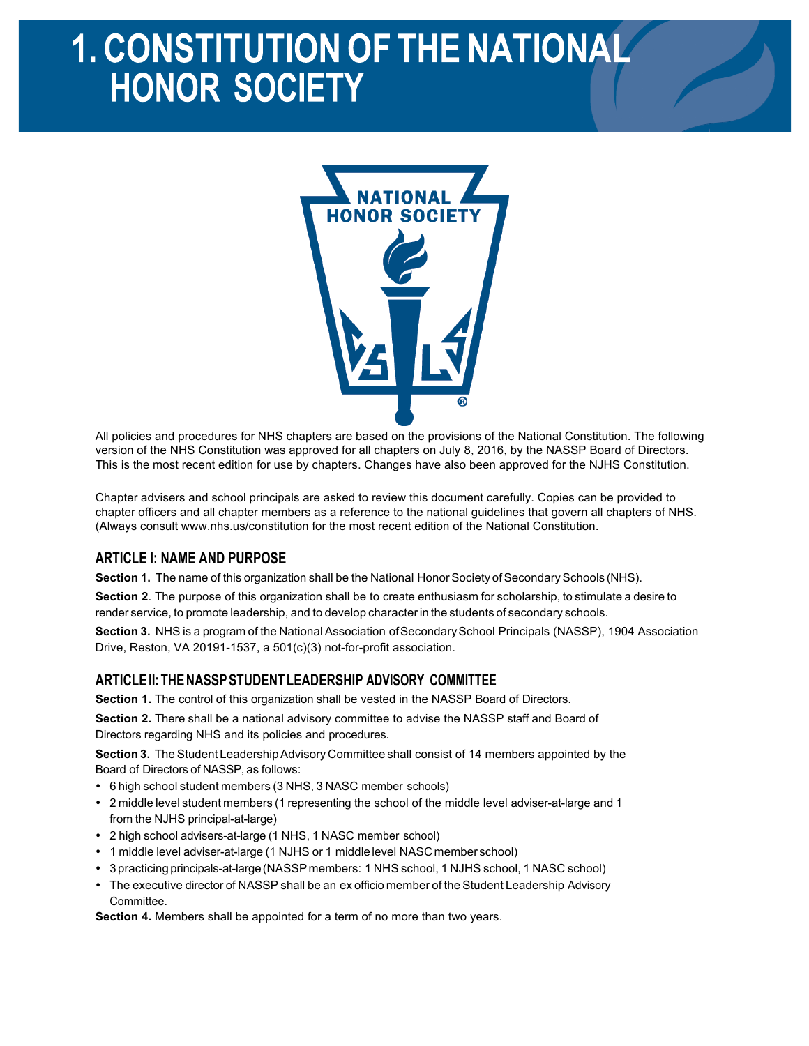# 1. CONSTITUTION OF THE NATIONAL HONOR SOCIETY

All policies and procedures for NHS chapters are based on the provisions of the National Constitution. The following version of the NHS Constitution was approved for all chapters on July 8, 2016, by the NASSP Board of Directors. This is the most recent edition for use by chapters. Changes have also been approved for the NJHS Constitution.

Chapter advisers and school principals are asked to review this document carefully. Copies can be provided to chapter officers and all chapter members as a reference to the national guidelines that govern all chapters of NHS. (Always consult www.nhs.us/constitution for the most recent edition of the National Constitution.

## ARTICLE I: NAME AND PURPOSE

**Section 1.** The name of this organization shall be the National Honor Society of Secondary Schools (NHS).

**Section 2**. The purpose of this organization shall be to create enthusiasm for scholarship, to stimulate a desire to render service, to promote leadership, and to develop character in the students of secondary schools.

**Section 3.** NHS is a program of the National Association of Secondary School Principals (NASSP), 1904 Association Drive, Reston, VA 20191-1537, a 501(c)(3) not-for-profit association.

## ARTICLE II: THE NASSP STUDENT LEADERSHIP ADVISORY COMMITTEE

**Section 1.** The control of this organization shall be vested in the NASSP Board of Directors.

**Section 2.** There shall be a national advisory committee to advise the NASSP staff and Board of Directors regarding NHS and its policies and procedures.

**Section 3.** The Student Leadership Advisory Committee shall consist of 14 members appointed by the Board of Directors of NASSP, as follows:

- 6 high school student members (3 NHS, 3 NASC member schools)
- 2 middle level student members (1 representing the school of the middle level adviser-at-large and 1 from the NJHS principal-at-large)
- 2 high school advisers-at-large (1 NHS, 1 NASC member school)
- 1 middle level adviser-at-large (1 NJHS or 1 middle level NASC member school)
- 3 practicing principals-at-large (NASSP members: 1 NHS school, 1 NJHS school, 1 NASC school)
- The executive director of NASSP shall be an ex officio member of the Student Leadership Advisory Committee.

**Section 4.** Members shall be appointed for a term of no more than two years.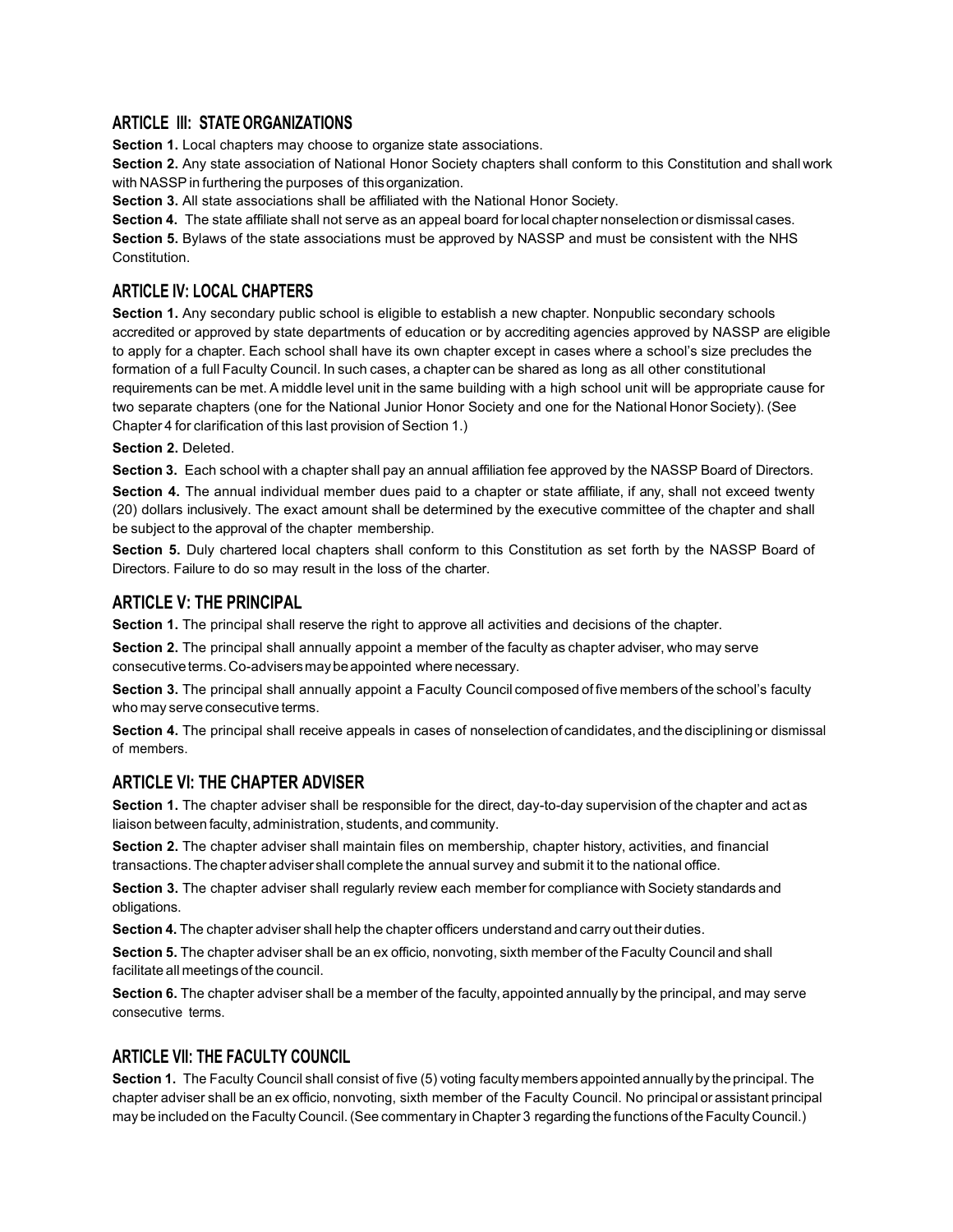## ARTICLE III: STATE ORGANIZATIONS

**Section 1.** Local chapters may choose to organize state associations.

**Section 2.** Any state association of National Honor Society chapters shall conform to this Constitution and shall work with NASSP in furthering the purposes of this organization.

**Section 3.** All state associations shall be affiliated with the National Honor Society.

**Section 4.** The state affiliate shall not serve as an appeal board for local chapter nonselection or dismissal cases.

**Section 5.** Bylaws of the state associations must be approved by NASSP and must be consistent with the NHS Constitution.

## ARTICLE IV: LOCAL CHAPTERS

**Section 1.** Any secondary public school is eligible to establish a new chapter. Nonpublic secondary schools accredited or approved by state departments of education or by accrediting agencies approved by NASSP are eligible to apply for a chapter. Each school shall have its own chapter except in cases where a school's size precludes the formation of a full Faculty Council. In such cases, a chapter can be shared as long as all other constitutional requirements can be met. A middle level unit in the same building with a high school unit will be appropriate cause for two separate chapters (one for the National Junior Honor Society and one for the National Honor Society). (See Chapter 4 for clarification of this last provision of Section 1.)

**Section 2.** Deleted.

**Section 3.** Each school with a chapter shall pay an annual affiliation fee approved by the NASSP Board of Directors.

**Section 4.** The annual individual member dues paid to a chapter or state affiliate, if any, shall not exceed twenty (20) dollars inclusively. The exact amount shall be determined by the executive committee of the chapter and shall be subject to the approval of the chapter membership.

**Section 5.** Duly chartered local chapters shall conform to this Constitution as set forth by the NASSP Board of Directors. Failure to do so may result in the loss of the charter.

## ARTICLE V: THE PRINCIPAL

**Section 1.** The principal shall reserve the right to approve all activities and decisions of the chapter.

**Section 2.** The principal shall annually appoint a member of the faculty as chapter adviser, who may serve consecutive terms. Co-advisers may be appointed where necessary.

**Section 3.** The principal shall annually appoint a Faculty Council composed of five members of the school's faculty who may serve consecutive terms.

**Section 4.** The principal shall receive appeals in cases of nonselection of candidates, and the disciplining or dismissal of members.

## ARTICLE VI: THE CHAPTER ADVISER

**Section 1.** The chapter adviser shall be responsible for the direct, day-to-day supervision of the chapter and act as liaison between faculty, administration, students, and community.

**Section 2.** The chapter adviser shall maintain files on membership, chapter history, activities, and financial transactions. The chapter adviser shall complete the annual survey and submit it to the national office.

**Section 3.** The chapter adviser shall regularly review each member for compliance with Society standards and obligations.

**Section 4.** The chapter adviser shall help the chapter officers understand and carry out their duties.

**Section 5.** The chapter adviser shall be an ex officio, nonvoting, sixth member of the Faculty Council and shall facilitate all meetings of the council.

**Section 6.** The chapter adviser shall be a member of the faculty, appointed annually by the principal, and may serve consecutive terms.

## ARTICLE VII: THE FACULTY COUNCIL

**Section 1.** The Faculty Council shall consist of five (5) voting faculty members appointed annually by the principal. The chapter adviser shall be an ex officio, nonvoting, sixth member of the Faculty Council. No principal or assistant principal may be included on the Faculty Council. (See commentary in Chapter 3 regarding the functions of the Faculty Council.)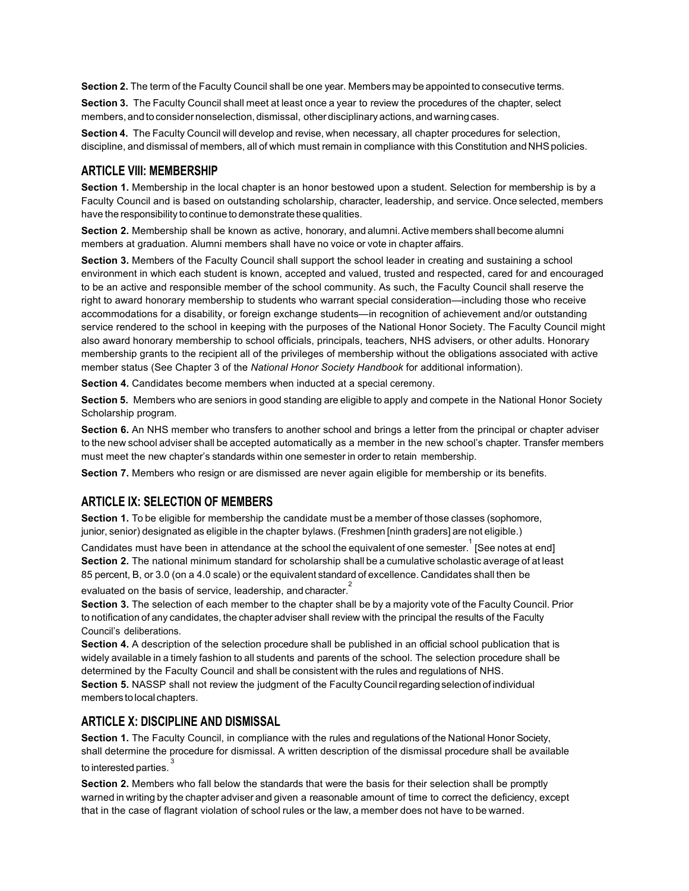**Section 2.** The term of the Faculty Council shall be one year. Members may be appointed to consecutive terms.

**Section 3.** The Faculty Council shall meet at least once a year to review the procedures of the chapter, select members, and to consider nonselection, dismissal, other disciplinary actions, and warning cases.

**Section 4.** The Faculty Council will develop and revise, when necessary, all chapter procedures for selection, discipline, and dismissal of members, all of which must remain in compliance with this Constitution and NHS policies.

## ARTICLE VIII: MEMBERSHIP

**Section 1.** Membership in the local chapter is an honor bestowed upon a student. Selection for membership is by a Faculty Council and is based on outstanding scholarship, character, leadership, and service. Once selected, members have the responsibility to continue to demonstrate these qualities.

**Section 2.** Membership shall be known as active, honorary, and alumni. Active members shall become alumni members at graduation. Alumni members shall have no voice or vote in chapter affairs.

**Section 3.** Members of the Faculty Council shall support the school leader in creating and sustaining a school environment in which each student is known, accepted and valued, trusted and respected, cared for and encouraged to be an active and responsible member of the school community. As such, the Faculty Council shall reserve the right to award honorary membership to students who warrant special consideration—including those who receive accommodations for a disability, or foreign exchange students—in recognition of achievement and/or outstanding service rendered to the school in keeping with the purposes of the National Honor Society. The Faculty Council might also award honorary membership to school officials, principals, teachers, NHS advisers, or other adults. Honorary membership grants to the recipient all of the privileges of membership without the obligations associated with active member status (See Chapter 3 of the *National Honor Society Handbook* for additional information).

**Section 4.** Candidates become members when inducted at a special ceremony.

**Section 5.** Members who are seniors in good standing are eligible to apply and compete in the National Honor Society Scholarship program.

**Section 6.** An NHS member who transfers to another school and brings a letter from the principal or chapter adviser to the new school adviser shall be accepted automatically as a member in the new school's chapter. Transfer members must meet the new chapter's standards within one semester in order to retain membership.

**Section 7.** Members who resign or are dismissed are never again eligible for membership or its benefits.

## ARTICLE IX: SELECTION OF MEMBERS

**Section 1.** To be eligible for membership the candidate must be a member of those classes (sophomore, junior, senior) designated as eligible in the chapter bylaws. (Freshmen [ninth graders] are not eligible.) Candidates must have been in attendance at the school the equivalent of one semester.[1] [See notes at end]

**Section 2.** The national minimum standard for scholarship shall be a cumulative scholastic average of at least 85 percent, B, or 3.0 (on a 4.0 scale) or the equivalent standard of excellence. Candidates shall then be evaluated on the basis of service, leadership, and character.[2]

**Section 3.** The selection of each member to the chapter shall be by a majority vote of the Faculty Council. Prior to notification of any candidates, the chapter adviser shall review with the principal the results of the Faculty Council's deliberations.

**Section 4.** A description of the selection procedure shall be published in an official school publication that is widely available in a timely fashion to all students and parents of the school. The selection procedure shall be determined by the Faculty Council and shall be consistent with the rules and regulations of NHS.

**Section 5.** NASSP shall not review the judgment of the Faculty Council regarding selection of individual members to local chapters.

## ARTICLE X: DISCIPLINE AND DISMISSAL

**Section 1.** The Faculty Council, in compliance with the rules and regulations of the National Honor Society, shall determine the procedure for dismissal. A written description of the dismissal procedure shall be available to interested parties.[3]

**Section 2.** Members who fall below the standards that were the basis for their selection shall be promptly warned in writing by the chapter adviser and given a reasonable amount of time to correct the deficiency, except that in the case of flagrant violation of school rules or the law, a member does not have to be warned.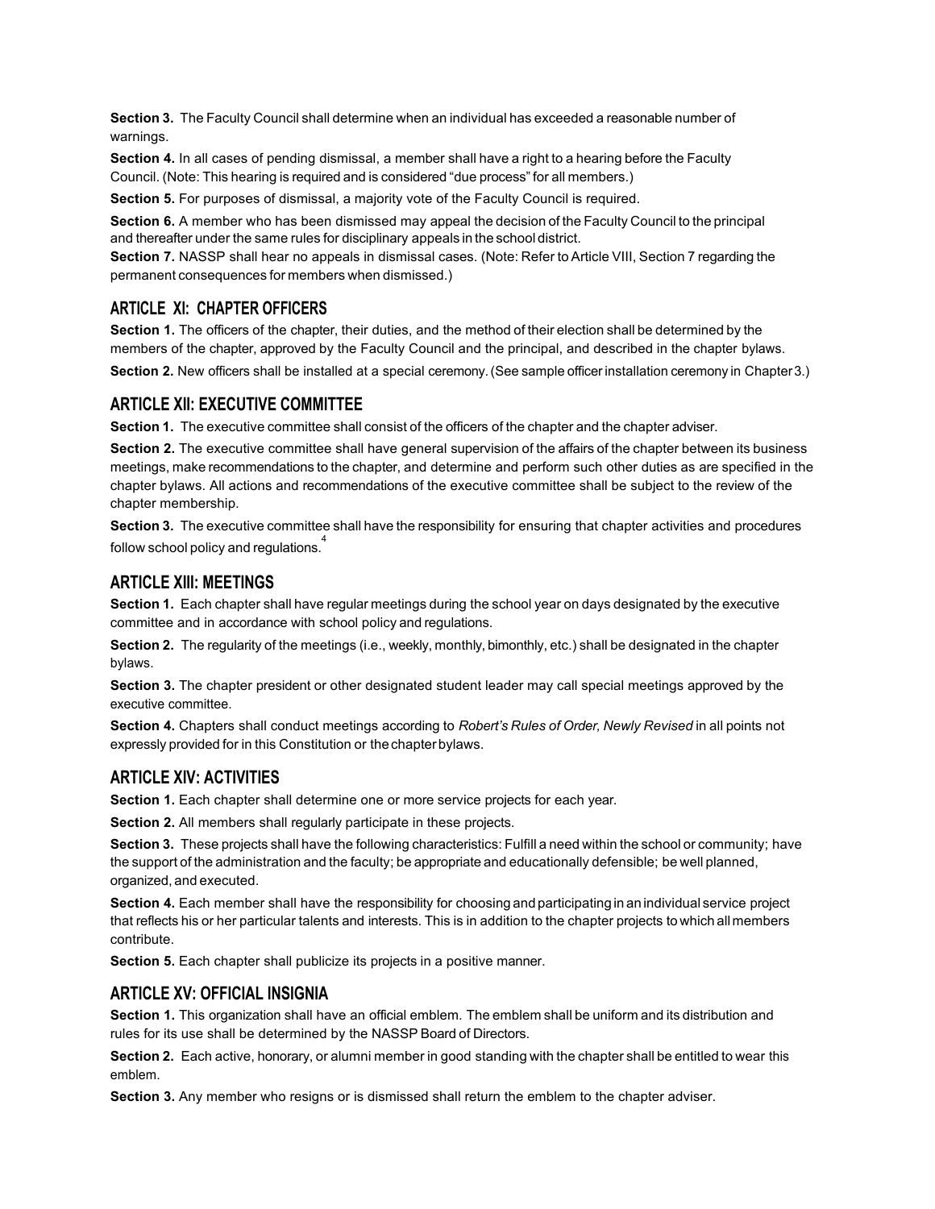**Section 3.** The Faculty Council shall determine when an individual has exceeded a reasonable number of warnings.

**Section 4.** In all cases of pending dismissal, a member shall have a right to a hearing before the Faculty Council. (Note: This hearing is required and is considered "due process" for all members.)

**Section 5.** For purposes of dismissal, a majority vote of the Faculty Council is required.

**Section 6.** A member who has been dismissed may appeal the decision of the Faculty Council to the principal and thereafter under the same rules for disciplinary appeals in the school district.

**Section 7.** NASSP shall hear no appeals in dismissal cases. (Note: Refer to Article VIII, Section 7 regarding the permanent consequences for members when dismissed.)

## ARTICLE XI: CHAPTER OFFICERS

**Section 1.** The officers of the chapter, their duties, and the method of their election shall be determined by the members of the chapter, approved by the Faculty Council and the principal, and described in the chapter bylaws.

**Section 2.** New officers shall be installed at a special ceremony. (See sample officer installation ceremony in Chapter 3.)

## ARTICLE XII: EXECUTIVE COMMITTEE

**Section 1.** The executive committee shall consist of the officers of the chapter and the chapter adviser.

**Section 2.** The executive committee shall have general supervision of the affairs of the chapter between its business meetings, make recommendations to the chapter, and determine and perform such other duties as are specified in the chapter bylaws. All actions and recommendations of the executive committee shall be subject to the review of the chapter membership.

**Section 3.** The executive committee shall have the responsibility for ensuring that chapter activities and procedures follow school policy and regulations.[4]

## ARTICLE XIII: MEETINGS

**Section 1.** Each chapter shall have regular meetings during the school year on days designated by the executive committee and in accordance with school policy and regulations.

**Section 2.** The regularity of the meetings (i.e., weekly, monthly, bimonthly, etc.) shall be designated in the chapter bylaws.

**Section 3.** The chapter president or other designated student leader may call special meetings approved by the executive committee.

**Section 4.** Chapters shall conduct meetings according to *Robert's Rules of Order, Newly Revised* in all points not expressly provided for in this Constitution or the chapter bylaws.

## ARTICLE XIV: ACTIVITIES

**Section 1.** Each chapter shall determine one or more service projects for each year.

**Section 2.** All members shall regularly participate in these projects.

**Section 3.** These projects shall have the following characteristics: Fulfill a need within the school or community; have the support of the administration and the faculty; be appropriate and educationally defensible; be well planned, organized, and executed.

**Section 4.** Each member shall have the responsibility for choosing and participating in an individual service project that reflects his or her particular talents and interests. This is in addition to the chapter projects to which all members contribute.

**Section 5.** Each chapter shall publicize its projects in a positive manner.

## ARTICLE XV: OFFICIAL INSIGNIA

**Section 1.** This organization shall have an official emblem. The emblem shall be uniform and its distribution and rules for its use shall be determined by the NASSP Board of Directors.

**Section 2.** Each active, honorary, or alumni member in good standing with the chapter shall be entitled to wear this emblem.

**Section 3.** Any member who resigns or is dismissed shall return the emblem to the chapter adviser.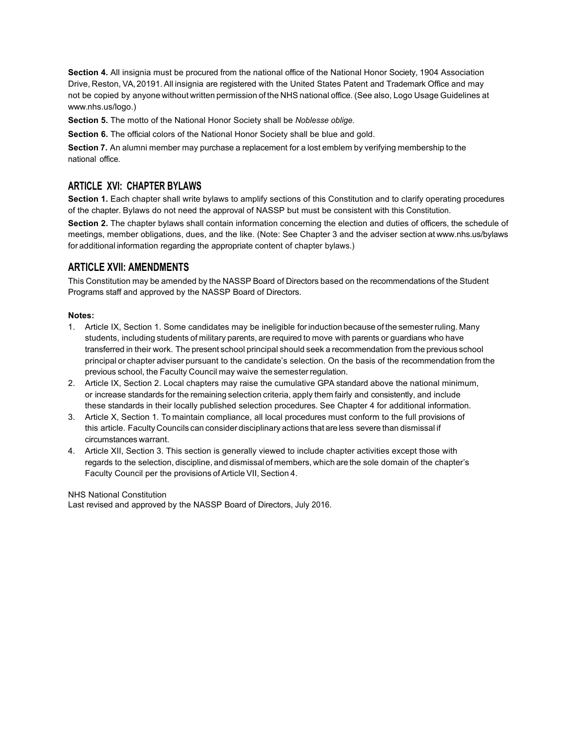**Section 4.** All insignia must be procured from the national office of the National Honor Society, 1904 Association Drive, Reston, VA, 20191. All insignia are registered with the United States Patent and Trademark Office and may not be copied by anyone without written permission of the NHS national office. (See also, Logo Usage Guidelines at www.nhs.us/logo.)

**Section 5.** The motto of the National Honor Society shall be *Noblesse oblige.*

**Section 6.** The official colors of the National Honor Society shall be blue and gold.

**Section 7.** An alumni member may purchase a replacement for a lost emblem by verifying membership to the national office.

## ARTICLE XVI: CHAPTER BYLAWS

**Section 1.** Each chapter shall write bylaws to amplify sections of this Constitution and to clarify operating procedures of the chapter. Bylaws do not need the approval of NASSP but must be consistent with this Constitution.

**Section 2.** The chapter bylaws shall contain information concerning the election and duties of officers, the schedule of meetings, member obligations, dues, and the like. (Note: See Chapter 3 and the adviser section at www.nhs.us/bylaws for additional information regarding the appropriate content of chapter bylaws.)

## ARTICLE XVII: AMENDMENTS

This Constitution may be amended by the NASSP Board of Directors based on the recommendations of the Student Programs staff and approved by the NASSP Board of Directors.

**Notes:**

1. Article IX, Section 1. Some candidates may be ineligible for induction because of the semester ruling. Many students, including students of military parents, are required to move with parents or guardians who have transferred in their work. The present school principal should seek a recommendation from the previous school principal or chapter adviser pursuant to the candidate's selection. On the basis of the recommendation from the previous school, the Faculty Council may waive the semester regulation.
2. Article IX, Section 2. Local chapters may raise the cumulative GPA standard above the national minimum, or increase standards for the remaining selection criteria, apply them fairly and consistently, and include these standards in their locally published selection procedures. See Chapter 4 for additional information.
3. Article X, Section 1. To maintain compliance, all local procedures must conform to the full provisions of this article. Faculty Councils can consider disciplinary actions that are less severe than dismissal if circumstances warrant.
4. Article XII, Section 3. This section is generally viewed to include chapter activities except those with regards to the selection, discipline, and dismissal of members, which are the sole domain of the chapter's Faculty Council per the provisions of Article VII, Section 4.

NHS National Constitution
Last revised and approved by the NASSP Board of Directors, July 2016.